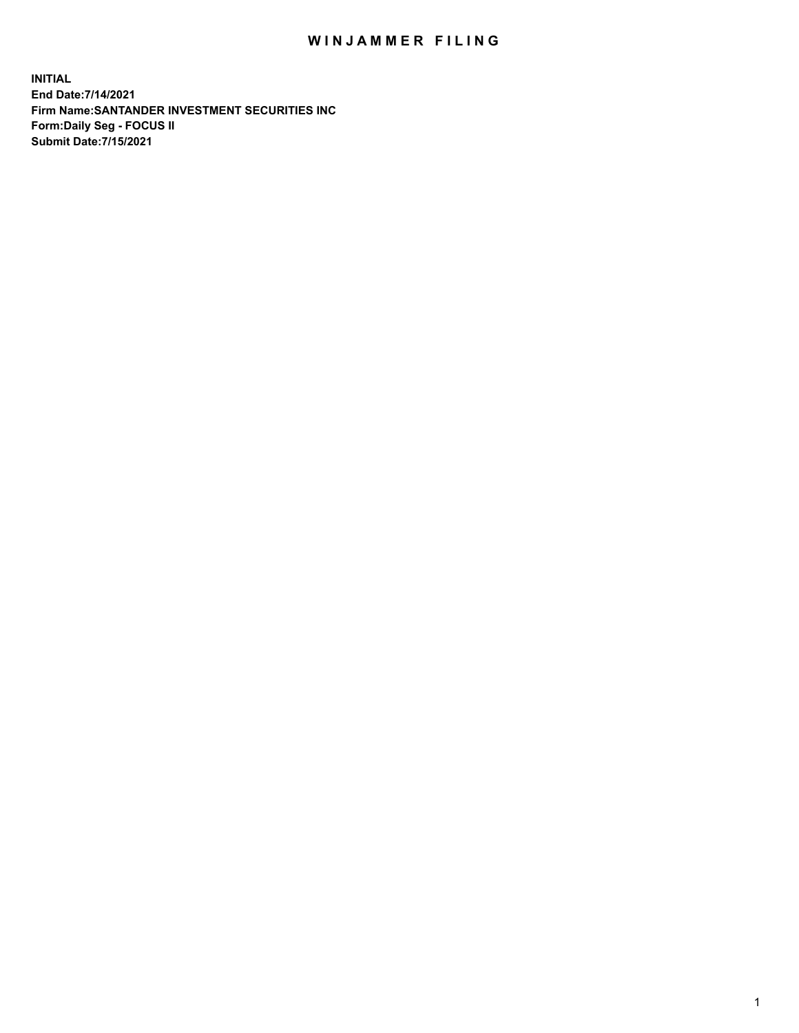# WINJAMMER FILING

**INITIAL**
**End Date:7/14/2021**
**Firm Name:SANTANDER INVESTMENT SECURITIES INC**
**Form:Daily Seg - FOCUS II**
**Submit Date:7/15/2021**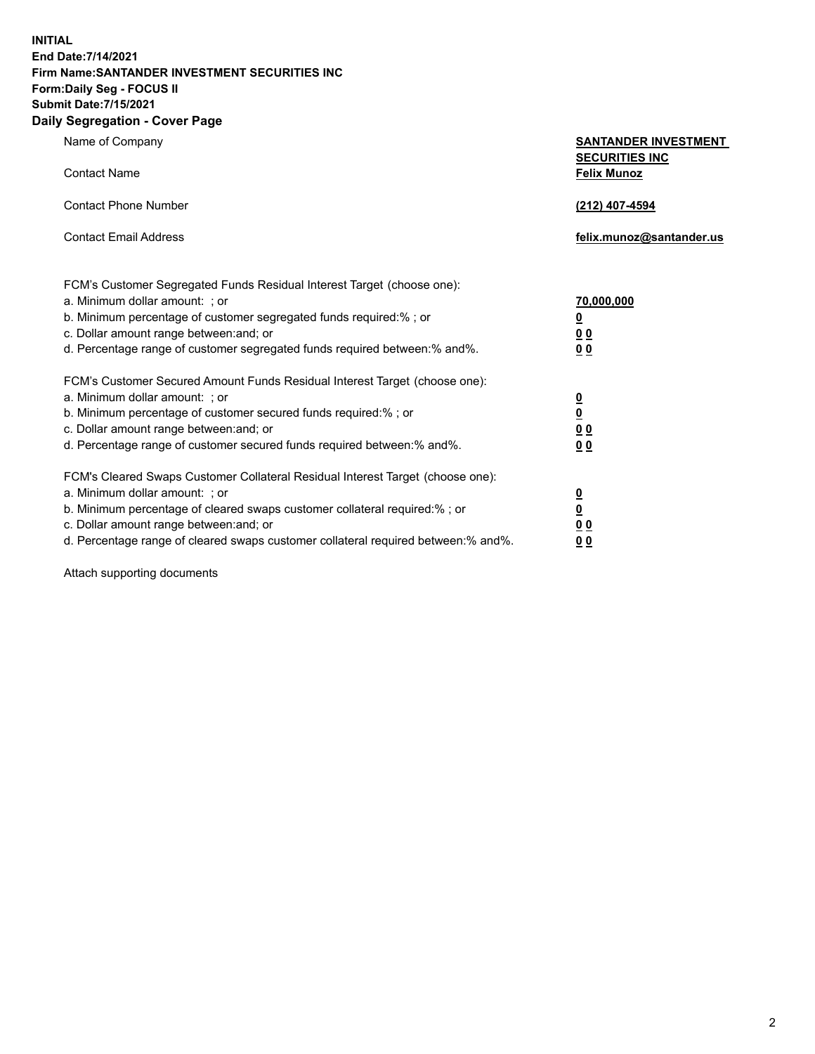**INITIAL**
**End Date:7/14/2021**
**Firm Name:SANTANDER INVESTMENT SECURITIES INC**
**Form:Daily Seg - FOCUS II**
**Submit Date:7/15/2021**

## Daily Segregation - Cover Page

| | |
|---|---|
| Name of Company | **SANTANDER INVESTMENT SECURITIES INC** |
| Contact Name | **Felix Munoz** |
| Contact Phone Number | **(212) 407-4594** |
| Contact Email Address | **felix.munoz@santander.us** |

FCM's Customer Segregated Funds Residual Interest Target (choose one):

| | |
|---|---|
| a. Minimum dollar amount: ; or | **70,000,000** |
| b. Minimum percentage of customer segregated funds required:% ; or | **0** |
| c. Dollar amount range between:and; or | **0 0** |
| d. Percentage range of customer segregated funds required between:% and%. | **0 0** |

FCM's Customer Secured Amount Funds Residual Interest Target (choose one):

| | |
|---|---|
| a. Minimum dollar amount: ; or | **0** |
| b. Minimum percentage of customer secured funds required:% ; or | **0** |
| c. Dollar amount range between:and; or | **0 0** |
| d. Percentage range of customer secured funds required between:% and%. | **0 0** |

FCM's Cleared Swaps Customer Collateral Residual Interest Target (choose one):

| | |
|---|---|
| a. Minimum dollar amount: ; or | **0** |
| b. Minimum percentage of cleared swaps customer collateral required:% ; or | **0** |
| c. Dollar amount range between:and; or | **0 0** |
| d. Percentage range of cleared swaps customer collateral required between:% and%. | **0 0** |

Attach supporting documents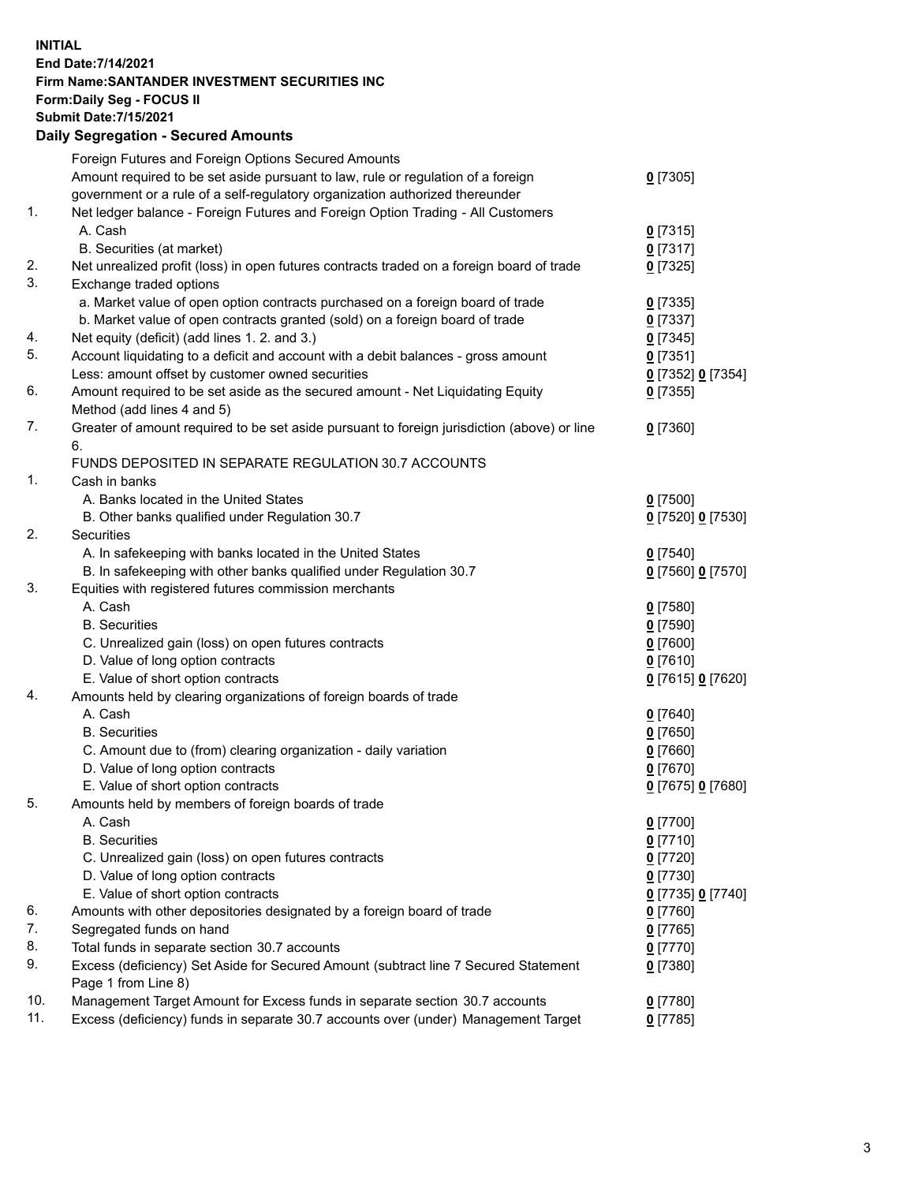**INITIAL**
**End Date:7/14/2021**
**Firm Name:SANTANDER INVESTMENT SECURITIES INC**
**Form:Daily Seg - FOCUS II**
**Submit Date:7/15/2021**

## Daily Segregation - Secured Amounts

| | | |
|---|---|---|
| | Foreign Futures and Foreign Options Secured Amounts | |
| | Amount required to be set aside pursuant to law, rule or regulation of a foreign government or a rule of a self-regulatory organization authorized thereunder | 0 [7305] |
| 1. | Net ledger balance - Foreign Futures and Foreign Option Trading - All Customers | |
| | A. Cash | 0 [7315] |
| | B. Securities (at market) | 0 [7317] |
| 2. | Net unrealized profit (loss) in open futures contracts traded on a foreign board of trade | 0 [7325] |
| 3. | Exchange traded options | |
| | a. Market value of open option contracts purchased on a foreign board of trade | 0 [7335] |
| | b. Market value of open contracts granted (sold) on a foreign board of trade | 0 [7337] |
| 4. | Net equity (deficit) (add lines 1. 2. and 3.) | 0 [7345] |
| 5. | Account liquidating to a deficit and account with a debit balances - gross amount | 0 [7351] |
| | Less: amount offset by customer owned securities | 0 [7352] 0 [7354] |
| 6. | Amount required to be set aside as the secured amount - Net Liquidating Equity Method (add lines 4 and 5) | 0 [7355] |
| 7. | Greater of amount required to be set aside pursuant to foreign jurisdiction (above) or line 6. | 0 [7360] |
| | FUNDS DEPOSITED IN SEPARATE REGULATION 30.7 ACCOUNTS | |
| 1. | Cash in banks | |
| | A. Banks located in the United States | 0 [7500] |
| | B. Other banks qualified under Regulation 30.7 | 0 [7520] 0 [7530] |
| 2. | Securities | |
| | A. In safekeeping with banks located in the United States | 0 [7540] |
| | B. In safekeeping with other banks qualified under Regulation 30.7 | 0 [7560] 0 [7570] |
| 3. | Equities with registered futures commission merchants | |
| | A. Cash | 0 [7580] |
| | B. Securities | 0 [7590] |
| | C. Unrealized gain (loss) on open futures contracts | 0 [7600] |
| | D. Value of long option contracts | 0 [7610] |
| | E. Value of short option contracts | 0 [7615] 0 [7620] |
| 4. | Amounts held by clearing organizations of foreign boards of trade | |
| | A. Cash | 0 [7640] |
| | B. Securities | 0 [7650] |
| | C. Amount due to (from) clearing organization - daily variation | 0 [7660] |
| | D. Value of long option contracts | 0 [7670] |
| | E. Value of short option contracts | 0 [7675] 0 [7680] |
| 5. | Amounts held by members of foreign boards of trade | |
| | A. Cash | 0 [7700] |
| | B. Securities | 0 [7710] |
| | C. Unrealized gain (loss) on open futures contracts | 0 [7720] |
| | D. Value of long option contracts | 0 [7730] |
| | E. Value of short option contracts | 0 [7735] 0 [7740] |
| 6. | Amounts with other depositories designated by a foreign board of trade | 0 [7760] |
| 7. | Segregated funds on hand | 0 [7765] |
| 8. | Total funds in separate section 30.7 accounts | 0 [7770] |
| 9. | Excess (deficiency) Set Aside for Secured Amount (subtract line 7 Secured Statement Page 1 from Line 8) | 0 [7380] |
| 10. | Management Target Amount for Excess funds in separate section 30.7 accounts | 0 [7780] |
| 11. | Excess (deficiency) funds in separate 30.7 accounts over (under) Management Target | 0 [7785] |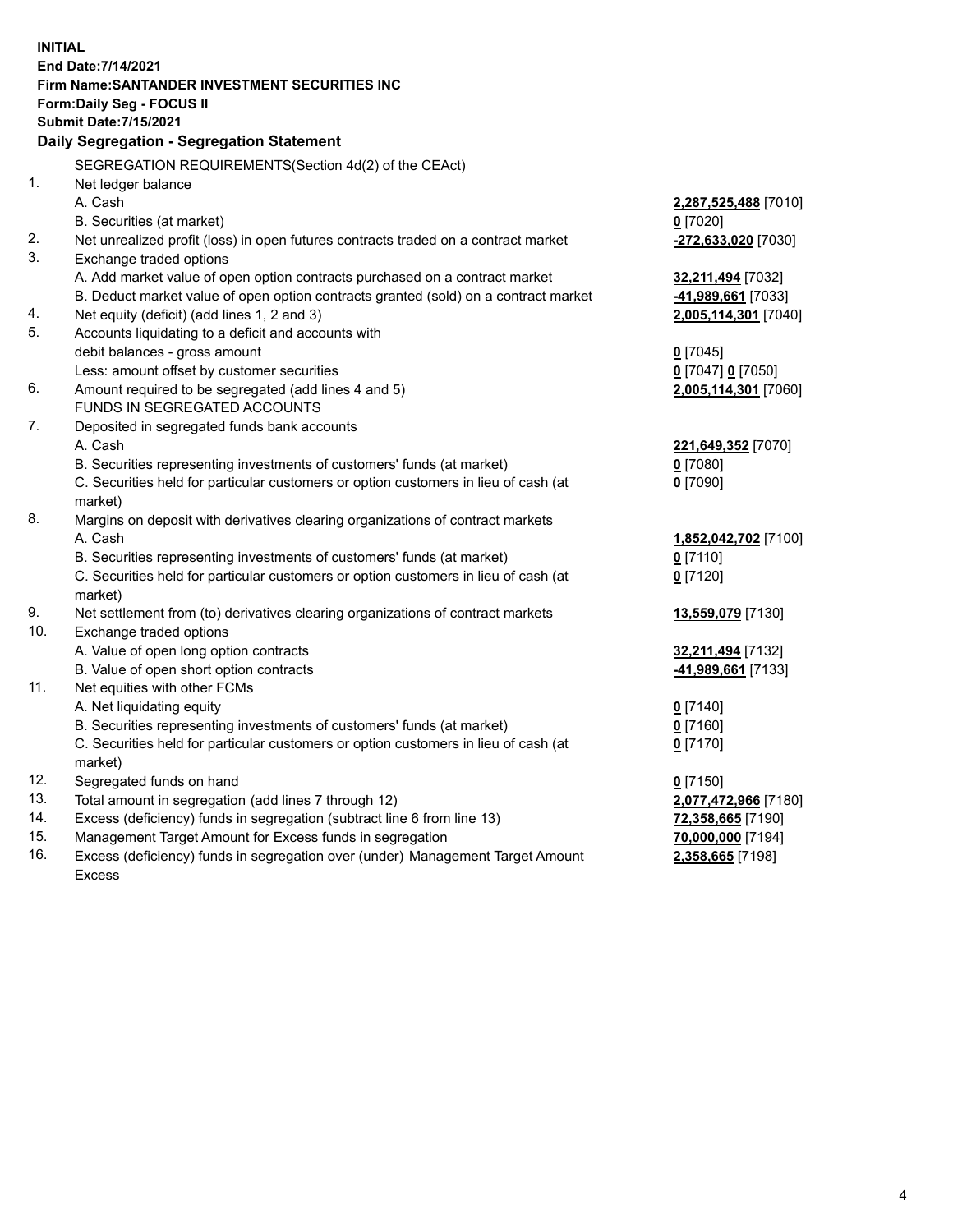**INITIAL**
**End Date:7/14/2021**
**Firm Name:SANTANDER INVESTMENT SECURITIES INC**
**Form:Daily Seg - FOCUS II**
**Submit Date:7/15/2021**

**Daily Segregation - Segregation Statement**

SEGREGATION REQUIREMENTS(Section 4d(2) of the CEAct)

| | | |
|---|---|---|
| 1. | Net ledger balance | |
| | A. Cash | **2,287,525,488** [7010] |
| | B. Securities (at market) | **0** [7020] |
| 2. | Net unrealized profit (loss) in open futures contracts traded on a contract market | **-272,633,020** [7030] |
| 3. | Exchange traded options | |
| | A. Add market value of open option contracts purchased on a contract market | **32,211,494** [7032] |
| | B. Deduct market value of open option contracts granted (sold) on a contract market | **-41,989,661** [7033] |
| 4. | Net equity (deficit) (add lines 1, 2 and 3) | **2,005,114,301** [7040] |
| 5. | Accounts liquidating to a deficit and accounts with debit balances - gross amount | **0** [7045] |
| | Less: amount offset by customer securities | **0** [7047] **0** [7050] |
| 6. | Amount required to be segregated (add lines 4 and 5) | **2,005,114,301** [7060] |
| | FUNDS IN SEGREGATED ACCOUNTS | |
| 7. | Deposited in segregated funds bank accounts | |
| | A. Cash | **221,649,352** [7070] |
| | B. Securities representing investments of customers' funds (at market) | **0** [7080] |
| | C. Securities held for particular customers or option customers in lieu of cash (at market) | **0** [7090] |
| 8. | Margins on deposit with derivatives clearing organizations of contract markets | |
| | A. Cash | **1,852,042,702** [7100] |
| | B. Securities representing investments of customers' funds (at market) | **0** [7110] |
| | C. Securities held for particular customers or option customers in lieu of cash (at market) | **0** [7120] |
| 9. | Net settlement from (to) derivatives clearing organizations of contract markets | **13,559,079** [7130] |
| 10. | Exchange traded options | |
| | A. Value of open long option contracts | **32,211,494** [7132] |
| | B. Value of open short option contracts | **-41,989,661** [7133] |
| 11. | Net equities with other FCMs | |
| | A. Net liquidating equity | **0** [7140] |
| | B. Securities representing investments of customers' funds (at market) | **0** [7160] |
| | C. Securities held for particular customers or option customers in lieu of cash (at market) | **0** [7170] |
| 12. | Segregated funds on hand | **0** [7150] |
| 13. | Total amount in segregation (add lines 7 through 12) | **2,077,472,966** [7180] |
| 14. | Excess (deficiency) funds in segregation (subtract line 6 from line 13) | **72,358,665** [7190] |
| 15. | Management Target Amount for Excess funds in segregation | **70,000,000** [7194] |
| 16. | Excess (deficiency) funds in segregation over (under) Management Target Amount Excess | **2,358,665** [7198] |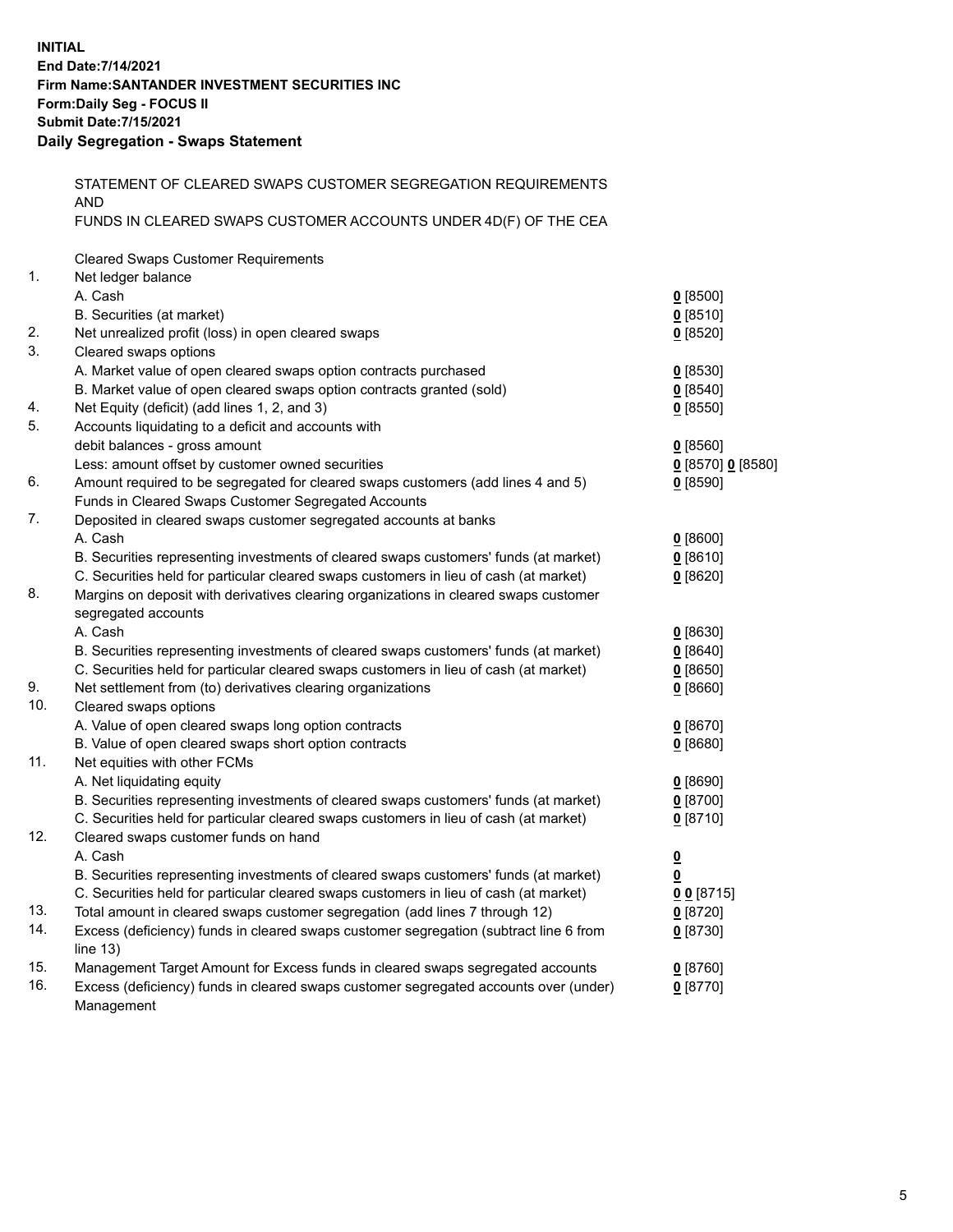**INITIAL**
**End Date:7/14/2021**
**Firm Name:SANTANDER INVESTMENT SECURITIES INC**
**Form:Daily Seg - FOCUS II**
**Submit Date:7/15/2021**
**Daily Segregation - Swaps Statement**

STATEMENT OF CLEARED SWAPS CUSTOMER SEGREGATION REQUIREMENTS AND FUNDS IN CLEARED SWAPS CUSTOMER ACCOUNTS UNDER 4D(F) OF THE CEA

| | | |
|---|---|---|
| | Cleared Swaps Customer Requirements | |
| 1. | Net ledger balance | |
| | A. Cash | 0 [8500] |
| | B. Securities (at market) | 0 [8510] |
| 2. | Net unrealized profit (loss) in open cleared swaps | 0 [8520] |
| 3. | Cleared swaps options | |
| | A. Market value of open cleared swaps option contracts purchased | 0 [8530] |
| | B. Market value of open cleared swaps option contracts granted (sold) | 0 [8540] |
| 4. | Net Equity (deficit) (add lines 1, 2, and 3) | 0 [8550] |
| 5. | Accounts liquidating to a deficit and accounts with debit balances - gross amount | 0 [8560] |
| | Less: amount offset by customer owned securities | 0 [8570] 0 [8580] |
| 6. | Amount required to be segregated for cleared swaps customers (add lines 4 and 5) | 0 [8590] |
| | Funds in Cleared Swaps Customer Segregated Accounts | |
| 7. | Deposited in cleared swaps customer segregated accounts at banks | |
| | A. Cash | 0 [8600] |
| | B. Securities representing investments of cleared swaps customers' funds (at market) | 0 [8610] |
| | C. Securities held for particular cleared swaps customers in lieu of cash (at market) | 0 [8620] |
| 8. | Margins on deposit with derivatives clearing organizations in cleared swaps customer segregated accounts | |
| | A. Cash | 0 [8630] |
| | B. Securities representing investments of cleared swaps customers' funds (at market) | 0 [8640] |
| | C. Securities held for particular cleared swaps customers in lieu of cash (at market) | 0 [8650] |
| 9. | Net settlement from (to) derivatives clearing organizations | 0 [8660] |
| 10. | Cleared swaps options | |
| | A. Value of open cleared swaps long option contracts | 0 [8670] |
| | B. Value of open cleared swaps short option contracts | 0 [8680] |
| 11. | Net equities with other FCMs | |
| | A. Net liquidating equity | 0 [8690] |
| | B. Securities representing investments of cleared swaps customers' funds (at market) | 0 [8700] |
| | C. Securities held for particular cleared swaps customers in lieu of cash (at market) | 0 [8710] |
| 12. | Cleared swaps customer funds on hand | |
| | A. Cash | 0 |
| | B. Securities representing investments of cleared swaps customers' funds (at market) | 0 |
| | C. Securities held for particular cleared swaps customers in lieu of cash (at market) | 0 0 [8715] |
| 13. | Total amount in cleared swaps customer segregation (add lines 7 through 12) | 0 [8720] |
| 14. | Excess (deficiency) funds in cleared swaps customer segregation (subtract line 6 from line 13) | 0 [8730] |
| 15. | Management Target Amount for Excess funds in cleared swaps segregated accounts | 0 [8760] |
| 16. | Excess (deficiency) funds in cleared swaps customer segregated accounts over (under) Management | 0 [8770] |